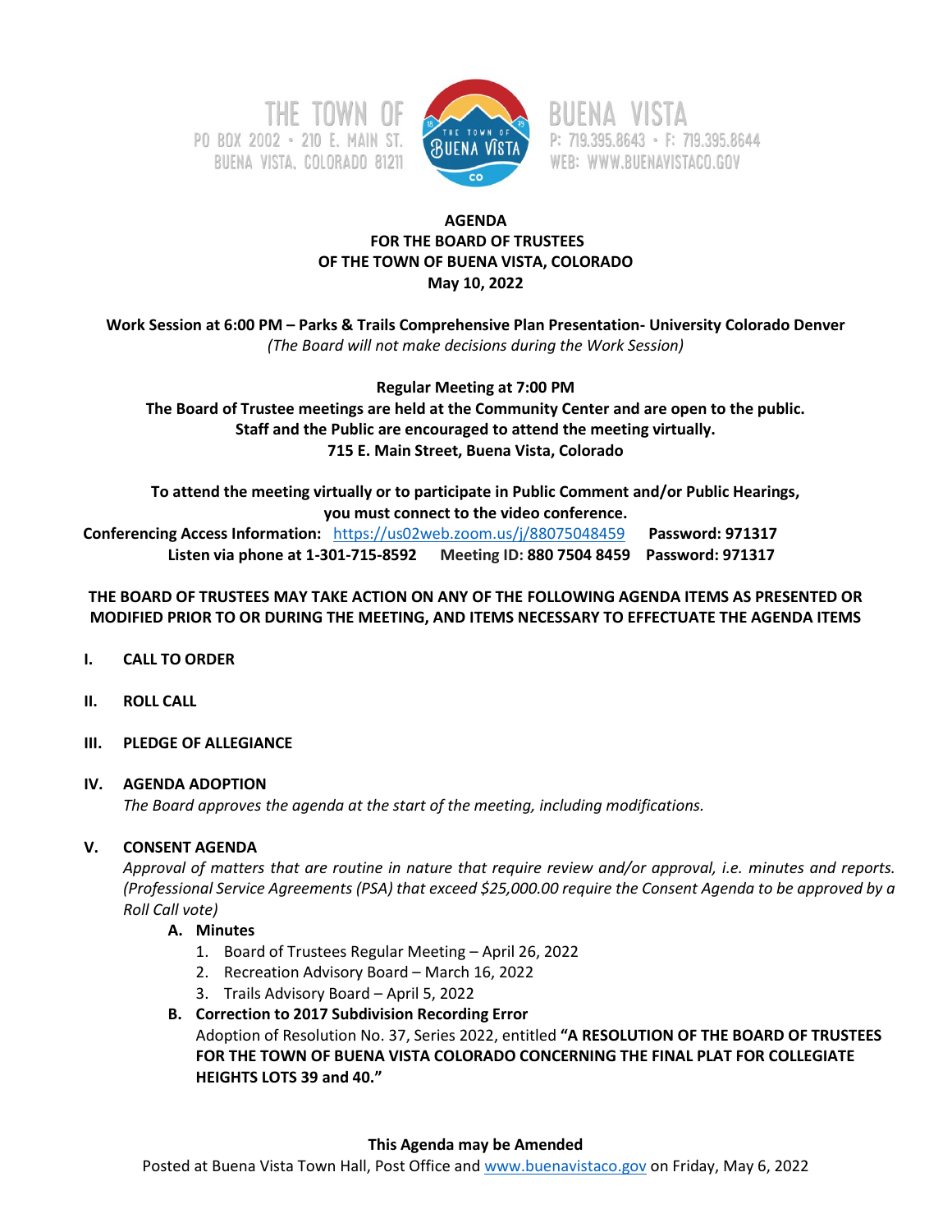THE TOWN OF BUENA VISTA
PO BOX 2002 • 210 E. MAIN ST.
BUENA VISTA, COLORADO 81211
P: 719.395.8643 • F: 719.395.8644
WEB: WWW.BUENAVISTACO.GOV

**AGENDA**
**FOR THE BOARD OF TRUSTEES**
**OF THE TOWN OF BUENA VISTA, COLORADO**
**May 10, 2022**

**Work Session at 6:00 PM – Parks & Trails Comprehensive Plan Presentation- University Colorado Denver**
*(The Board will not make decisions during the Work Session)*

**Regular Meeting at 7:00 PM**
**The Board of Trustee meetings are held at the Community Center and are open to the public.**
**Staff and the Public are encouraged to attend the meeting virtually.**
**715 E. Main Street, Buena Vista, Colorado**

**To attend the meeting virtually or to participate in Public Comment and/or Public Hearings, you must connect to the video conference.**
**Conferencing Access Information:** https://us02web.zoom.us/j/88075048459 **Password: 971317**
**Listen via phone at 1-301-715-8592 Meeting ID: 880 7504 8459 Password: 971317**

**THE BOARD OF TRUSTEES MAY TAKE ACTION ON ANY OF THE FOLLOWING AGENDA ITEMS AS PRESENTED OR MODIFIED PRIOR TO OR DURING THE MEETING, AND ITEMS NECESSARY TO EFFECTUATE THE AGENDA ITEMS**

**I. CALL TO ORDER**

**II. ROLL CALL**

**III. PLEDGE OF ALLEGIANCE**

**IV. AGENDA ADOPTION**
*The Board approves the agenda at the start of the meeting, including modifications.*

**V. CONSENT AGENDA**
*Approval of matters that are routine in nature that require review and/or approval, i.e. minutes and reports. (Professional Service Agreements (PSA) that exceed $25,000.00 require the Consent Agenda to be approved by a Roll Call vote)*

**A. Minutes**
1. Board of Trustees Regular Meeting – April 26, 2022
2. Recreation Advisory Board – March 16, 2022
3. Trails Advisory Board – April 5, 2022

**B. Correction to 2017 Subdivision Recording Error**
Adoption of Resolution No. 37, Series 2022, entitled **"A RESOLUTION OF THE BOARD OF TRUSTEES FOR THE TOWN OF BUENA VISTA COLORADO CONCERNING THE FINAL PLAT FOR COLLEGIATE HEIGHTS LOTS 39 and 40."**

**This Agenda may be Amended**
Posted at Buena Vista Town Hall, Post Office and www.buenavistaco.gov on Friday, May 6, 2022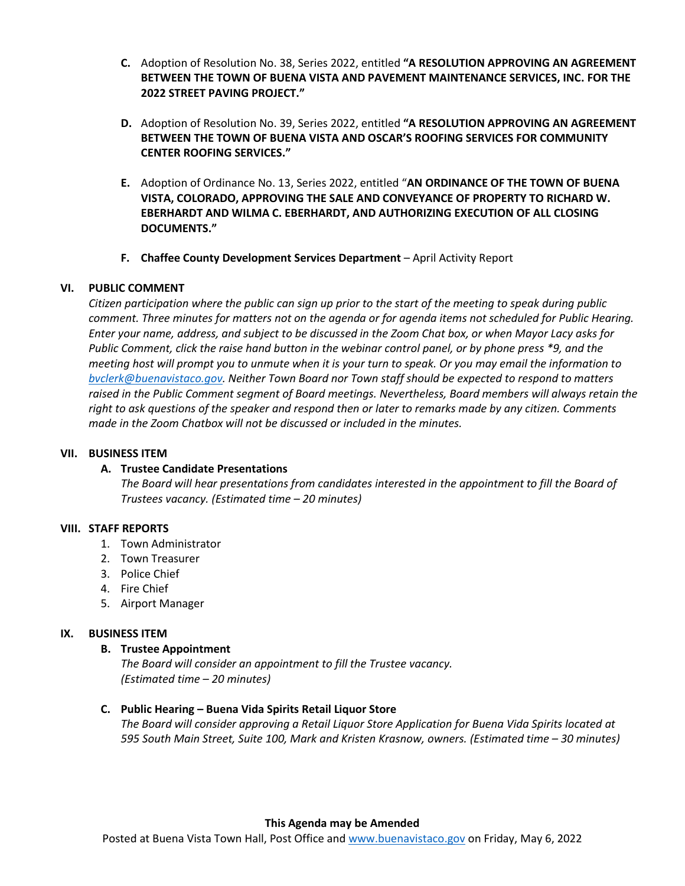C. Adoption of Resolution No. 38, Series 2022, entitled **"A RESOLUTION APPROVING AN AGREEMENT BETWEEN THE TOWN OF BUENA VISTA AND PAVEMENT MAINTENANCE SERVICES, INC. FOR THE 2022 STREET PAVING PROJECT."**

D. Adoption of Resolution No. 39, Series 2022, entitled **"A RESOLUTION APPROVING AN AGREEMENT BETWEEN THE TOWN OF BUENA VISTA AND OSCAR'S ROOFING SERVICES FOR COMMUNITY CENTER ROOFING SERVICES."**

E. Adoption of Ordinance No. 13, Series 2022, entitled "**AN ORDINANCE OF THE TOWN OF BUENA VISTA, COLORADO, APPROVING THE SALE AND CONVEYANCE OF PROPERTY TO RICHARD W. EBERHARDT AND WILMA C. EBERHARDT, AND AUTHORIZING EXECUTION OF ALL CLOSING DOCUMENTS."**

F. **Chaffee County Development Services Department** – April Activity Report

## VI. PUBLIC COMMENT

*Citizen participation where the public can sign up prior to the start of the meeting to speak during public comment. Three minutes for matters not on the agenda or for agenda items not scheduled for Public Hearing. Enter your name, address, and subject to be discussed in the Zoom Chat box, or when Mayor Lacy asks for Public Comment, click the raise hand button in the webinar control panel, or by phone press *9, and the meeting host will prompt you to unmute when it is your turn to speak. Or you may email the information to bvclerk@buenavistaco.gov. Neither Town Board nor Town staff should be expected to respond to matters raised in the Public Comment segment of Board meetings. Nevertheless, Board members will always retain the right to ask questions of the speaker and respond then or later to remarks made by any citizen. Comments made in the Zoom Chatbox will not be discussed or included in the minutes.*

## VII. BUSINESS ITEM

**A. Trustee Candidate Presentations**

*The Board will hear presentations from candidates interested in the appointment to fill the Board of Trustees vacancy. (Estimated time – 20 minutes)*

## VIII. STAFF REPORTS

1. Town Administrator
2. Town Treasurer
3. Police Chief
4. Fire Chief
5. Airport Manager

## IX. BUSINESS ITEM

**B. Trustee Appointment**

*The Board will consider an appointment to fill the Trustee vacancy.*
*(Estimated time – 20 minutes)*

**C. Public Hearing – Buena Vida Spirits Retail Liquor Store**

*The Board will consider approving a Retail Liquor Store Application for Buena Vida Spirits located at 595 South Main Street, Suite 100, Mark and Kristen Krasnow, owners. (Estimated time – 30 minutes)*

**This Agenda may be Amended**

Posted at Buena Vista Town Hall, Post Office and www.buenavistaco.gov on Friday, May 6, 2022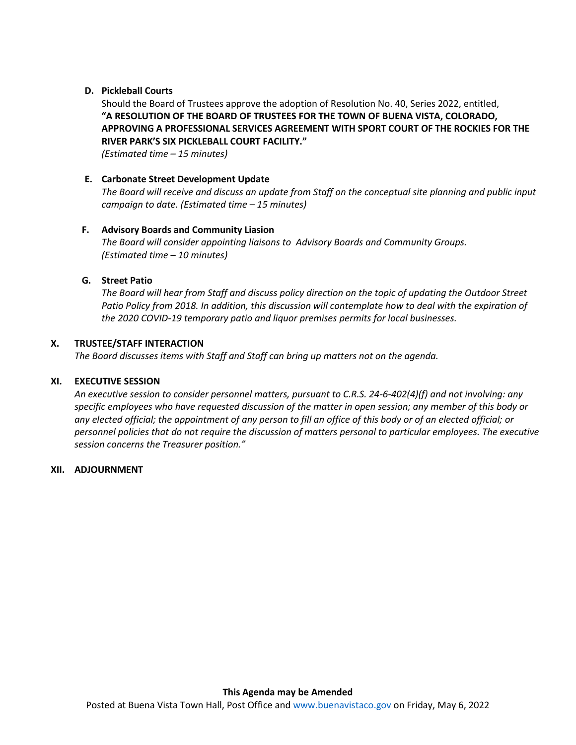**D. Pickleball Courts**

Should the Board of Trustees approve the adoption of Resolution No. 40, Series 2022, entitled, **"A RESOLUTION OF THE BOARD OF TRUSTEES FOR THE TOWN OF BUENA VISTA, COLORADO, APPROVING A PROFESSIONAL SERVICES AGREEMENT WITH SPORT COURT OF THE ROCKIES FOR THE RIVER PARK'S SIX PICKLEBALL COURT FACILITY."**
*(Estimated time – 15 minutes)*

**E. Carbonate Street Development Update**

*The Board will receive and discuss an update from Staff on the conceptual site planning and public input campaign to date. (Estimated time – 15 minutes)*

**F. Advisory Boards and Community Liasion**

*The Board will consider appointing liaisons to Advisory Boards and Community Groups. (Estimated time – 10 minutes)*

**G. Street Patio**

*The Board will hear from Staff and discuss policy direction on the topic of updating the Outdoor Street Patio Policy from 2018. In addition, this discussion will contemplate how to deal with the expiration of the 2020 COVID-19 temporary patio and liquor premises permits for local businesses.*

## X. TRUSTEE/STAFF INTERACTION

*The Board discusses items with Staff and Staff can bring up matters not on the agenda.*

## XI. EXECUTIVE SESSION

*An executive session to consider personnel matters, pursuant to C.R.S. 24-6-402(4)(f) and not involving: any specific employees who have requested discussion of the matter in open session; any member of this body or any elected official; the appointment of any person to fill an office of this body or of an elected official; or personnel policies that do not require the discussion of matters personal to particular employees. The executive session concerns the Treasurer position."*

## XII. ADJOURNMENT

**This Agenda may be Amended**

Posted at Buena Vista Town Hall, Post Office and www.buenavistaco.gov on Friday, May 6, 2022